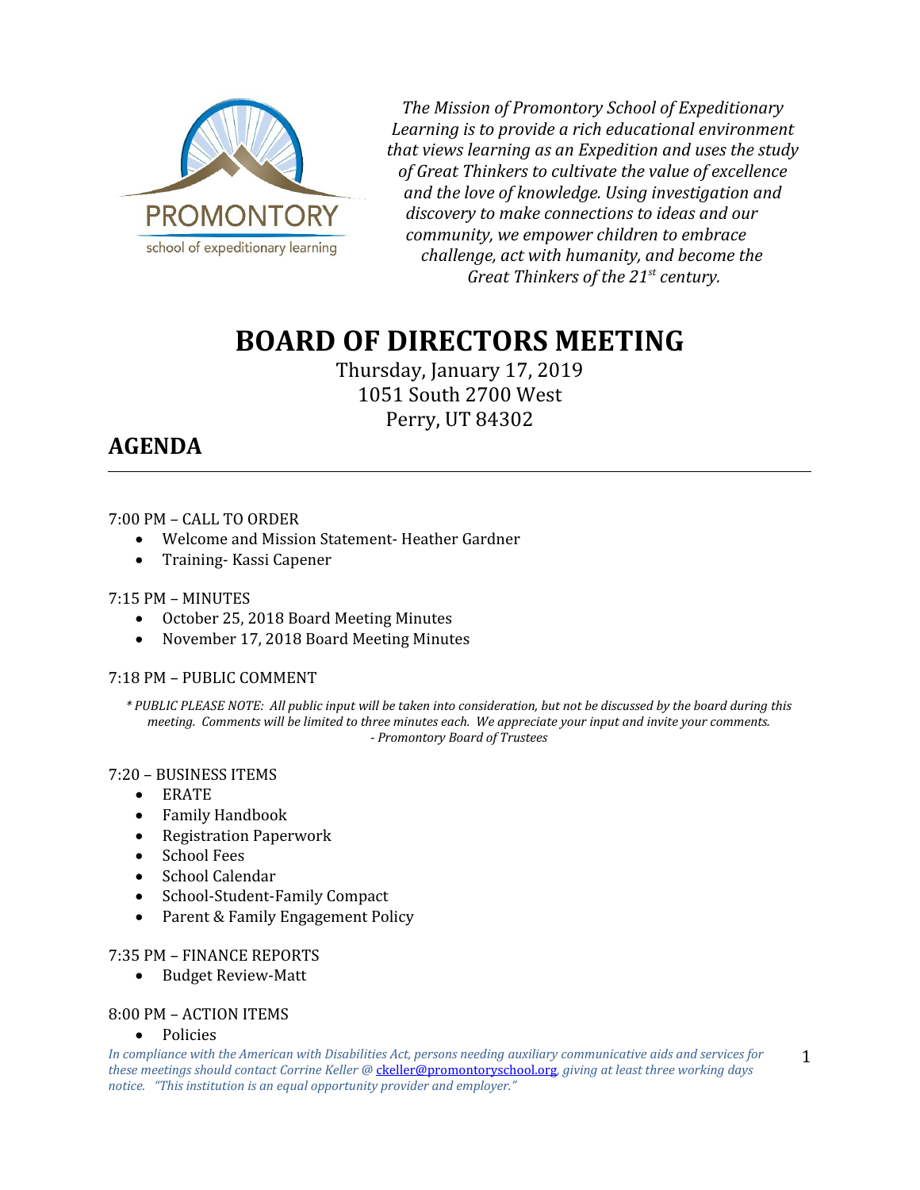PROMONTORY
school of expeditionary learning

*The Mission of Promontory School of Expeditionary Learning is to provide a rich educational environment that views learning as an Expedition and uses the study of Great Thinkers to cultivate the value of excellence and the love of knowledge. Using investigation and discovery to make connections to ideas and our community, we empower children to embrace challenge, act with humanity, and become the Great Thinkers of the 21st century.*

# BOARD OF DIRECTORS MEETING

Thursday, January 17, 2019
1051 South 2700 West
Perry, UT 84302

## AGENDA

---

7:00 PM – CALL TO ORDER

- Welcome and Mission Statement- Heather Gardner
- Training- Kassi Capener

7:15 PM – MINUTES

- October 25, 2018 Board Meeting Minutes
- November 17, 2018 Board Meeting Minutes

7:18 PM – PUBLIC COMMENT

*\* PUBLIC PLEASE NOTE: All public input will be taken into consideration, but not be discussed by the board during this meeting. Comments will be limited to three minutes each. We appreciate your input and invite your comments.*
*- Promontory Board of Trustees*

7:20 – BUSINESS ITEMS

- ERATE
- Family Handbook
- Registration Paperwork
- School Fees
- School Calendar
- School-Student-Family Compact
- Parent & Family Engagement Policy

7:35 PM – FINANCE REPORTS

- Budget Review-Matt

8:00 PM – ACTION ITEMS

- Policies

*In compliance with the American with Disabilities Act, persons needing auxiliary communicative aids and services for these meetings should contact Corrine Keller @ ckeller@promontoryschool.org, giving at least three working days notice. "This institution is an equal opportunity provider and employer."*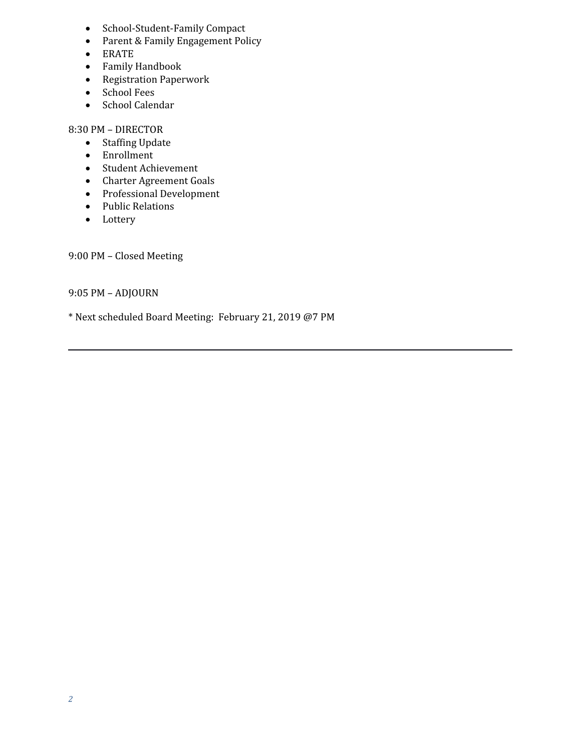- School-Student-Family Compact
- Parent & Family Engagement Policy
- ERATE
- Family Handbook
- Registration Paperwork
- School Fees
- School Calendar

8:30 PM – DIRECTOR

- Staffing Update
- Enrollment
- Student Achievement
- Charter Agreement Goals
- Professional Development
- Public Relations
- Lottery

9:00 PM – Closed Meeting

9:05 PM – ADJOURN

* Next scheduled Board Meeting: February 21, 2019 @7 PM

---